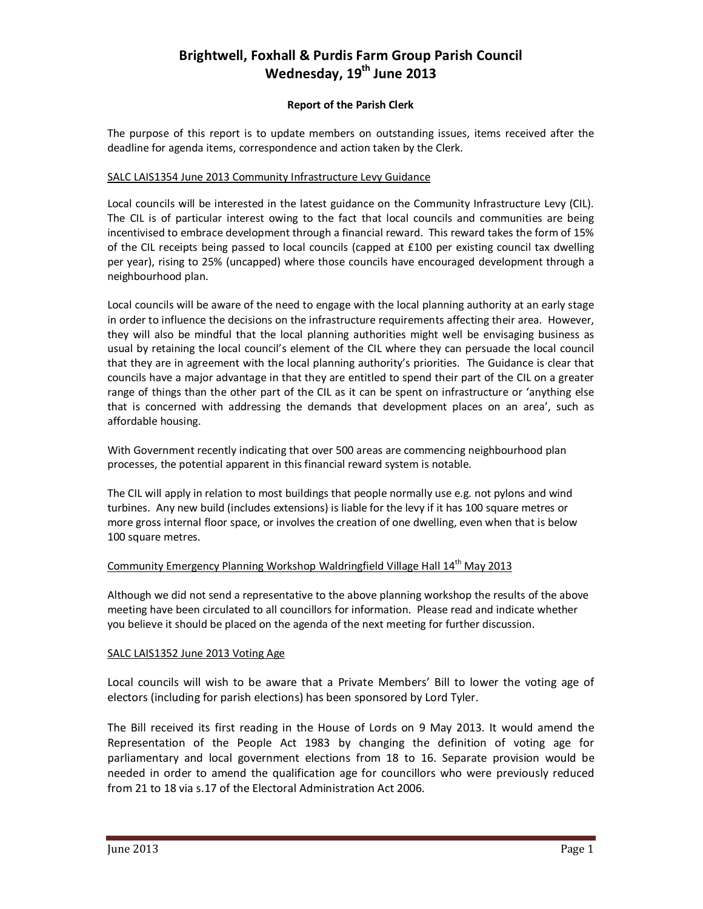# Brightwell, Foxhall & Purdis Farm Group Parish Council
# Wednesday, 19th June 2013

**Report of the Parish Clerk**

The purpose of this report is to update members on outstanding issues, items received after the deadline for agenda items, correspondence and action taken by the Clerk.

<u>SALC LAIS1354 June 2013 Community Infrastructure Levy Guidance</u>

Local councils will be interested in the latest guidance on the Community Infrastructure Levy (CIL). The CIL is of particular interest owing to the fact that local councils and communities are being incentivised to embrace development through a financial reward. This reward takes the form of 15% of the CIL receipts being passed to local councils (capped at £100 per existing council tax dwelling per year), rising to 25% (uncapped) where those councils have encouraged development through a neighbourhood plan.

Local councils will be aware of the need to engage with the local planning authority at an early stage in order to influence the decisions on the infrastructure requirements affecting their area. However, they will also be mindful that the local planning authorities might well be envisaging business as usual by retaining the local council's element of the CIL where they can persuade the local council that they are in agreement with the local planning authority's priorities. The Guidance is clear that councils have a major advantage in that they are entitled to spend their part of the CIL on a greater range of things than the other part of the CIL as it can be spent on infrastructure or 'anything else that is concerned with addressing the demands that development places on an area', such as affordable housing.

With Government recently indicating that over 500 areas are commencing neighbourhood plan processes, the potential apparent in this financial reward system is notable.

The CIL will apply in relation to most buildings that people normally use e.g. not pylons and wind turbines. Any new build (includes extensions) is liable for the levy if it has 100 square metres or more gross internal floor space, or involves the creation of one dwelling, even when that is below 100 square metres.

<u>Community Emergency Planning Workshop Waldringfield Village Hall 14th May 2013</u>

Although we did not send a representative to the above planning workshop the results of the above meeting have been circulated to all councillors for information. Please read and indicate whether you believe it should be placed on the agenda of the next meeting for further discussion.

<u>SALC LAIS1352 June 2013 Voting Age</u>

Local councils will wish to be aware that a Private Members' Bill to lower the voting age of electors (including for parish elections) has been sponsored by Lord Tyler.

The Bill received its first reading in the House of Lords on 9 May 2013. It would amend the Representation of the People Act 1983 by changing the definition of voting age for parliamentary and local government elections from 18 to 16. Separate provision would be needed in order to amend the qualification age for councillors who were previously reduced from 21 to 18 via s.17 of the Electoral Administration Act 2006.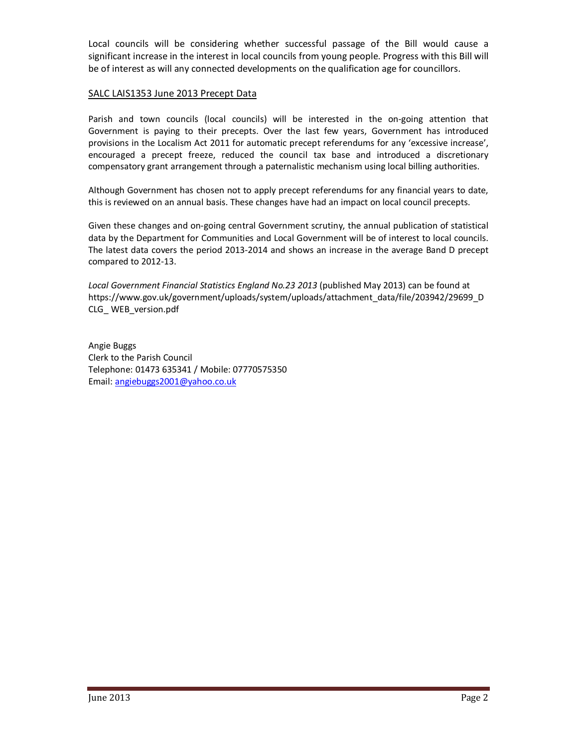Local councils will be considering whether successful passage of the Bill would cause a significant increase in the interest in local councils from young people. Progress with this Bill will be of interest as will any connected developments on the qualification age for councillors.

SALC LAIS1353 June 2013 Precept Data

Parish and town councils (local councils) will be interested in the on-going attention that Government is paying to their precepts. Over the last few years, Government has introduced provisions in the Localism Act 2011 for automatic precept referendums for any 'excessive increase', encouraged a precept freeze, reduced the council tax base and introduced a discretionary compensatory grant arrangement through a paternalistic mechanism using local billing authorities.

Although Government has chosen not to apply precept referendums for any financial years to date, this is reviewed on an annual basis. These changes have had an impact on local council precepts.

Given these changes and on-going central Government scrutiny, the annual publication of statistical data by the Department for Communities and Local Government will be of interest to local councils. The latest data covers the period 2013-2014 and shows an increase in the average Band D precept compared to 2012-13.

*Local Government Financial Statistics England No.23 2013* (published May 2013) can be found at https://www.gov.uk/government/uploads/system/uploads/attachment_data/file/203942/29699_DCLG_ WEB_version.pdf

Angie Buggs
Clerk to the Parish Council
Telephone: 01473 635341 / Mobile: 07770575350
Email: angiebuggs2001@yahoo.co.uk